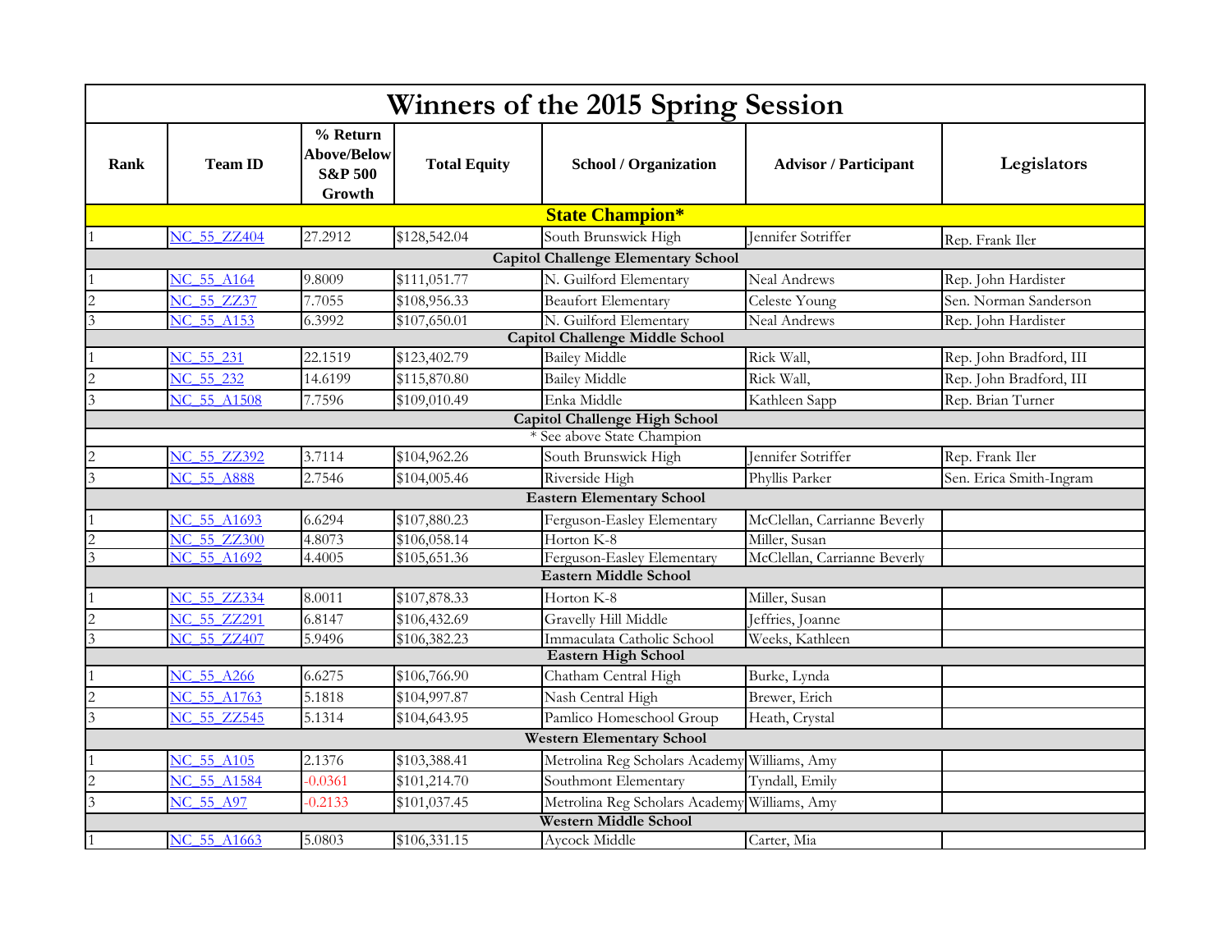# Winners of the 2015 Spring Session

| Rank | Team ID | % Return Above/Below S&P 500 Growth | Total Equity | School / Organization | Advisor / Participant | Legislators |
|---|---|---|---|---|---|---|
| **State Champion*** | | | | | | |
| 1 | NC_55_ZZ404 | 27.2912 | $128,542.04 | South Brunswick High | Jennifer Sotriffer | Rep. Frank Iler |
| **Capitol Challenge Elementary School** | | | | | | |
| 1 | NC_55_A164 | 9.8009 | $111,051.77 | N. Guilford Elementary | Neal Andrews | Rep. John Hardister |
| 2 | NC_55_ZZ37 | 7.7055 | $108,956.33 | Beaufort Elementary | Celeste Young | Sen. Norman Sanderson |
| 3 | NC_55_A153 | 6.3992 | $107,650.01 | N. Guilford Elementary | Neal Andrews | Rep. John Hardister |
| **Capitol Challenge Middle School** | | | | | | |
| 1 | NC_55_231 | 22.1519 | $123,402.79 | Bailey Middle | Rick Wall, | Rep. John Bradford, III |
| 2 | NC_55_232 | 14.6199 | $115,870.80 | Bailey Middle | Rick Wall, | Rep. John Bradford, III |
| 3 | NC_55_A1508 | 7.7596 | $109,010.49 | Enka Middle | Kathleen Sapp | Rep. Brian Turner |
| **Capitol Challenge High School** | | | | | | |
| * See above State Champion | | | | | | |
| 2 | NC_55_ZZ392 | 3.7114 | $104,962.26 | South Brunswick High | Jennifer Sotriffer | Rep. Frank Iler |
| 3 | NC_55_A888 | 2.7546 | $104,005.46 | Riverside High | Phyllis Parker | Sen. Erica Smith-Ingram |
| **Eastern Elementary School** | | | | | | |
| 1 | NC_55_A1693 | 6.6294 | $107,880.23 | Ferguson-Easley Elementary | McClellan, Carrianne Beverly | |
| 2 | NC_55_ZZ300 | 4.8073 | $106,058.14 | Horton K-8 | Miller, Susan | |
| 3 | NC_55_A1692 | 4.4005 | $105,651.36 | Ferguson-Easley Elementary | McClellan, Carrianne Beverly | |
| **Eastern Middle School** | | | | | | |
| 1 | NC_55_ZZ334 | 8.0011 | $107,878.33 | Horton K-8 | Miller, Susan | |
| 2 | NC_55_ZZ291 | 6.8147 | $106,432.69 | Gravelly Hill Middle | Jeffries, Joanne | |
| 3 | NC_55_ZZ407 | 5.9496 | $106,382.23 | Immaculata Catholic School | Weeks, Kathleen | |
| **Eastern High School** | | | | | | |
| 1 | NC_55_A266 | 6.6275 | $106,766.90 | Chatham Central High | Burke, Lynda | |
| 2 | NC_55_A1763 | 5.1818 | $104,997.87 | Nash Central High | Brewer, Erich | |
| 3 | NC_55_ZZ545 | 5.1314 | $104,643.95 | Pamlico Homeschool Group | Heath, Crystal | |
| **Western Elementary School** | | | | | | |
| 1 | NC_55_A105 | 2.1376 | $103,388.41 | Metrolina Reg Scholars Academy | Williams, Amy | |
| 2 | NC_55_A1584 | -0.0361 | $101,214.70 | Southmont Elementary | Tyndall, Emily | |
| 3 | NC_55_A97 | -0.2133 | $101,037.45 | Metrolina Reg Scholars Academy | Williams, Amy | |
| **Western Middle School** | | | | | | |
| 1 | NC_55_A1663 | 5.0803 | $106,331.15 | Aycock Middle | Carter, Mia | |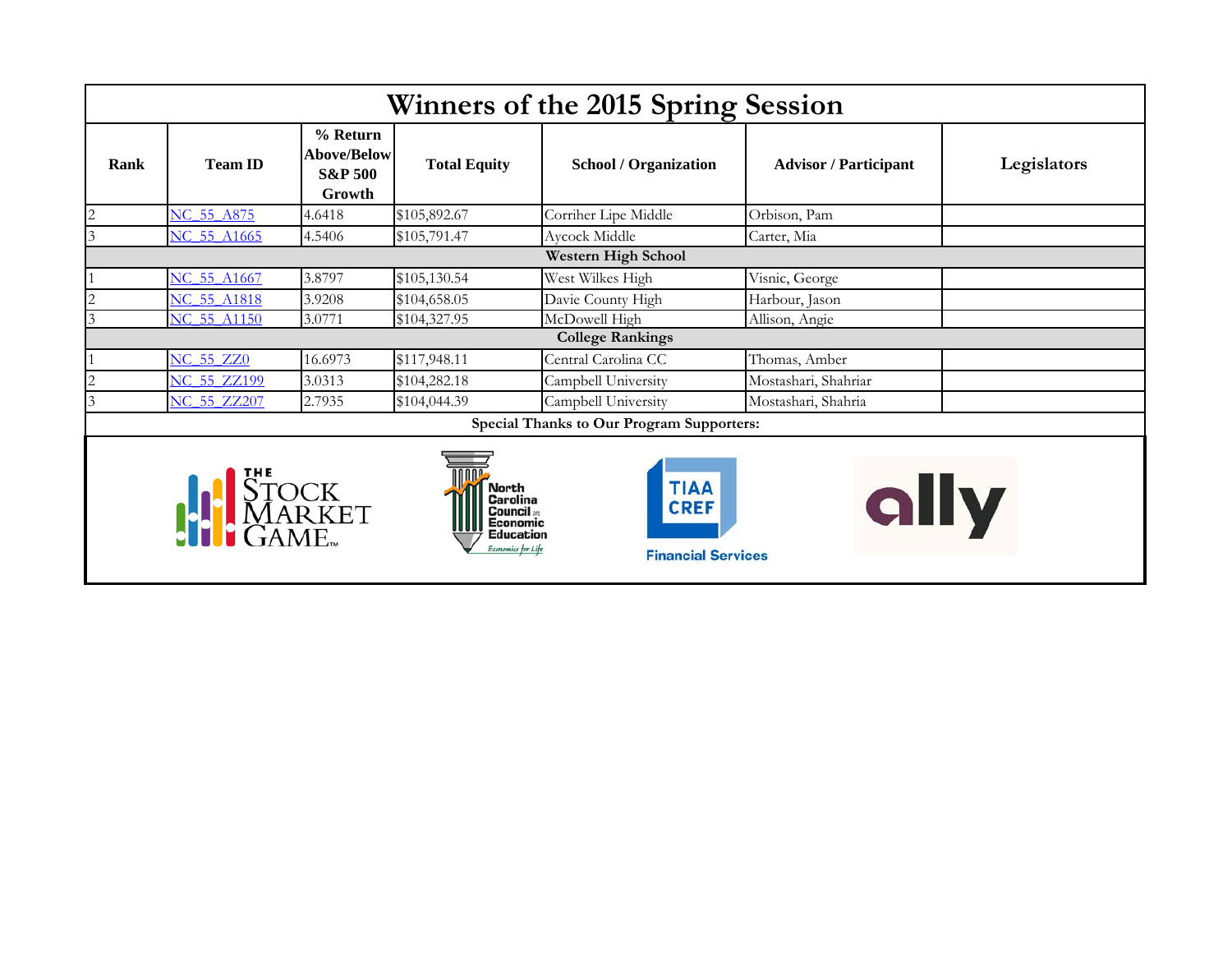# Winners of the 2015 Spring Session

| Rank | Team ID | % Return Above/Below S&P 500 Growth | Total Equity | School / Organization | Advisor / Participant | Legislators |
|---|---|---|---|---|---|---|
| 2 | NC_55_A875 | 4.6418 | $105,892.67 | Corriher Lipe Middle | Orbison, Pam | |
| 3 | NC_55_A1665 | 4.5406 | $105,791.47 | Aycock Middle | Carter, Mia | |
| | | | | **Western High School** | | |
| 1 | NC_55_A1667 | 3.8797 | $105,130.54 | West Wilkes High | Visnic, George | |
| 2 | NC_55_A1818 | 3.9208 | $104,658.05 | Davie County High | Harbour, Jason | |
| 3 | NC_55_A1150 | 3.0771 | $104,327.95 | McDowell High | Allison, Angie | |
| | | | | **College Rankings** | | |
| 1 | NC_55_ZZ0 | 16.6973 | $117,948.11 | Central Carolina CC | Thomas, Amber | |
| 2 | NC_55_ZZ199 | 3.0313 | $104,282.18 | Campbell University | Mostashari, Shahriar | |
| 3 | NC_55_ZZ207 | 2.7935 | $104,044.39 | Campbell University | Mostashari, Shahria | |

**Special Thanks to Our Program Supporters:**

THE STOCK MARKET GAME™

North Carolina Council on Economic Education — Economics for Life

TIAA CREF Financial Services

ally